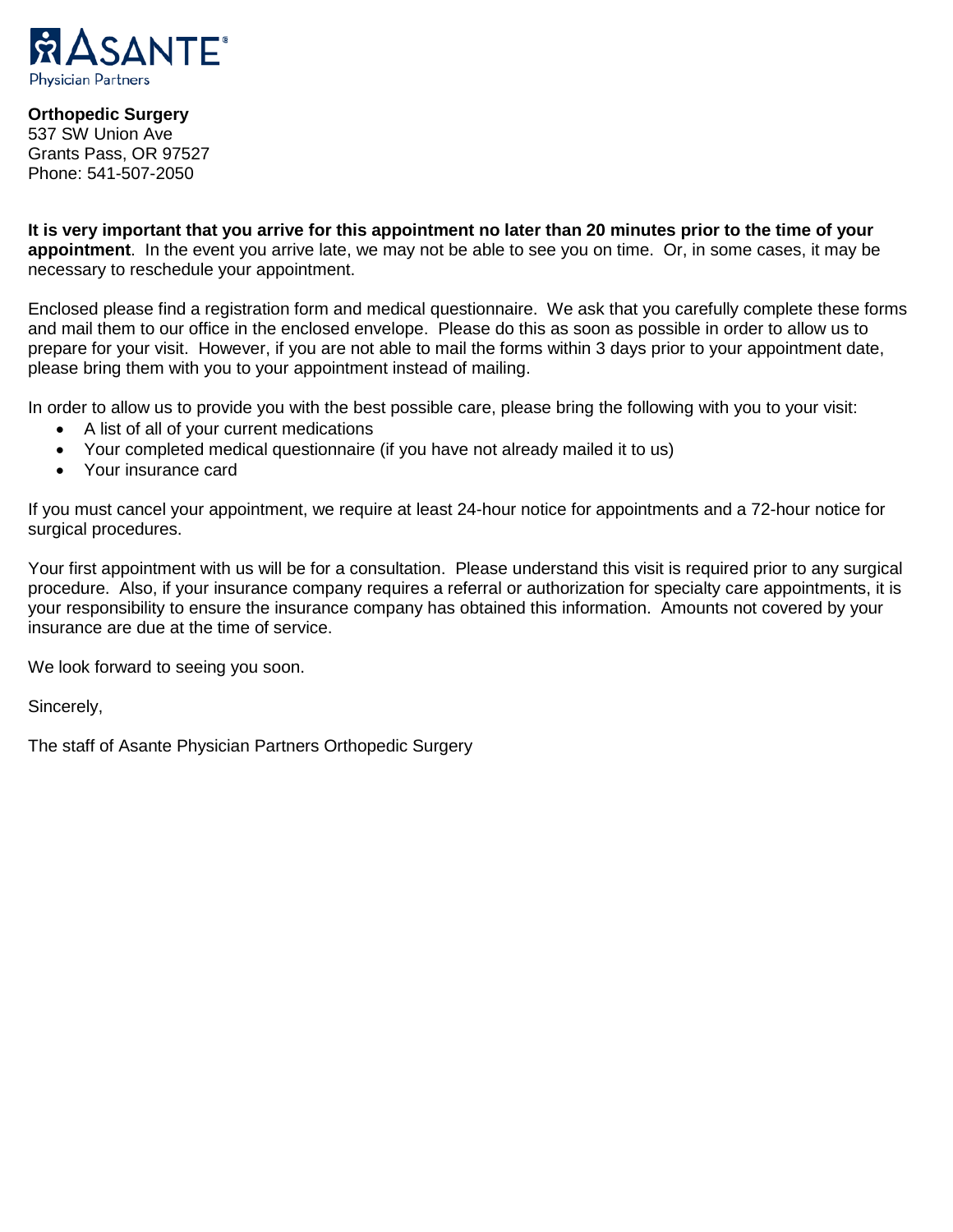ASANTE® Physician Partners

**Orthopedic Surgery**
537 SW Union Ave
Grants Pass, OR 97527
Phone: 541-507-2050

**It is very important that you arrive for this appointment no later than 20 minutes prior to the time of your appointment**. In the event you arrive late, we may not be able to see you on time. Or, in some cases, it may be necessary to reschedule your appointment.

Enclosed please find a registration form and medical questionnaire. We ask that you carefully complete these forms and mail them to our office in the enclosed envelope. Please do this as soon as possible in order to allow us to prepare for your visit. However, if you are not able to mail the forms within 3 days prior to your appointment date, please bring them with you to your appointment instead of mailing.

In order to allow us to provide you with the best possible care, please bring the following with you to your visit:

- A list of all of your current medications
- Your completed medical questionnaire (if you have not already mailed it to us)
- Your insurance card

If you must cancel your appointment, we require at least 24-hour notice for appointments and a 72-hour notice for surgical procedures.

Your first appointment with us will be for a consultation. Please understand this visit is required prior to any surgical procedure. Also, if your insurance company requires a referral or authorization for specialty care appointments, it is your responsibility to ensure the insurance company has obtained this information. Amounts not covered by your insurance are due at the time of service.

We look forward to seeing you soon.

Sincerely,

The staff of Asante Physician Partners Orthopedic Surgery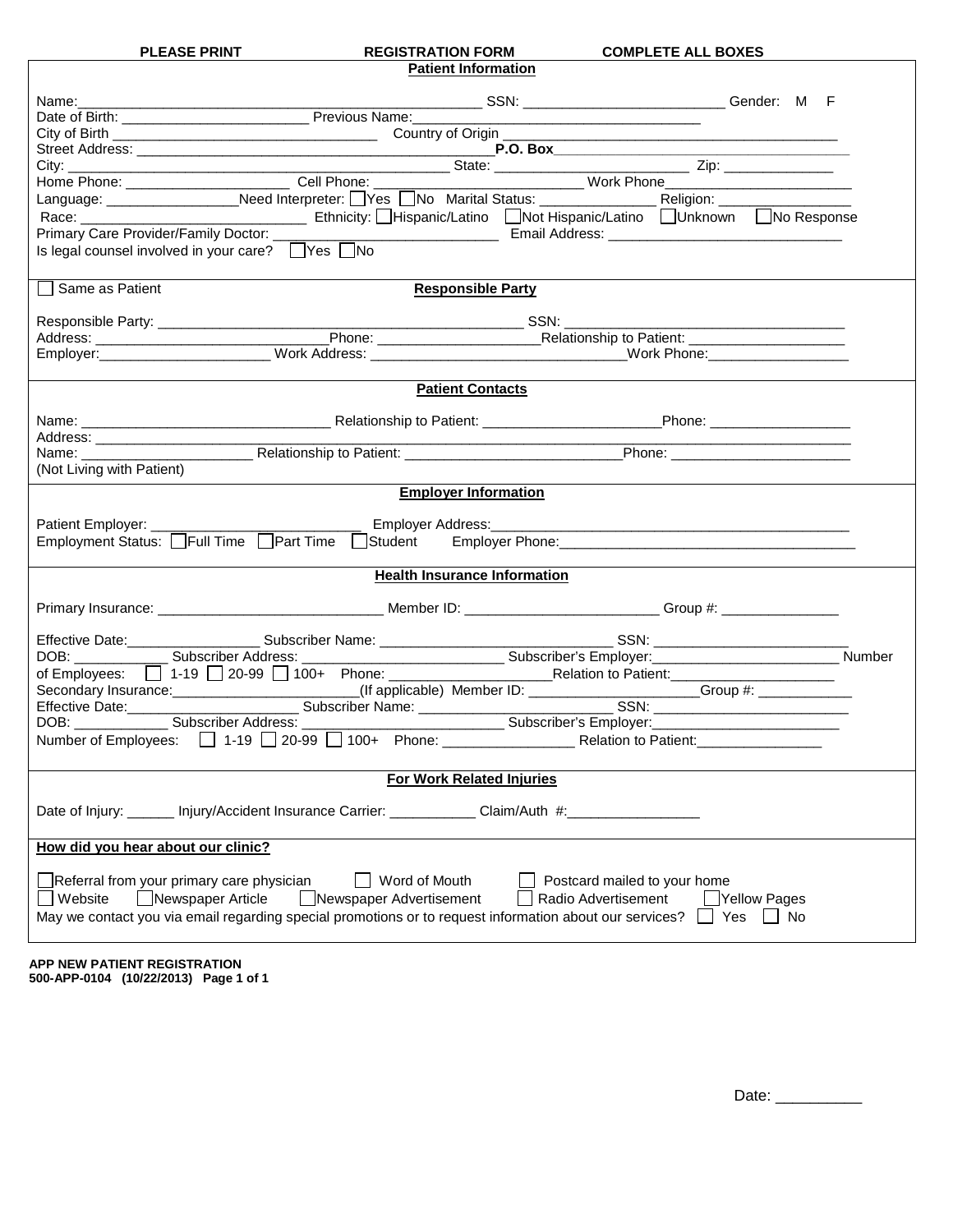**PLEASE PRINT** **REGISTRATION FORM** **COMPLETE ALL BOXES**

## Patient Information

Name:_______________________________________________ SSN: _________________________ Gender: M F

Date of Birth: _______________________ Previous Name:___________________________________

City of Birth _________________________________ Country of Origin ________________________________________

Street Address: _______________________________________________ **P.O. Box**______________________________________

City: ______________________________________________ State: _______________________ Zip: ______________

Home Phone: ____________________ Cell Phone: _____________________ Work Phone________________________

Language: _________________Need Interpreter: ☐Yes ☐No Marital Status: _______________ Religion: _________________

Race: _____________________________ Ethnicity: ☐Hispanic/Latino ☐Not Hispanic/Latino ☐Unknown ☐No Response

Primary Care Provider/Family Doctor: ___________________________ Email Address: ______________________________

Is legal counsel involved in your care? ☐Yes ☐No

## Responsible Party

☐ Same as Patient

Responsible Party: _______________________________________________ SSN: ___________________________________

Address: ______________________________Phone: ____________________Relationship to Patient: ____________________

Employer:______________________ Work Address: _________________________________Work Phone:__________________

## Patient Contacts

Name: _______________________________ Relationship to Patient: ______________________Phone: __________________

Address: ___________________________________________________________________________________________

Name: _____________________ Relationship to Patient: ___________________________Phone: ______________________

(Not Living with Patient)

## Employer Information

Patient Employer: ___________________________ Employer Address:_____________________________________________

Employment Status: ☐Full Time ☐Part Time ☐Student Employer Phone:_____________________________________

## Health Insurance Information

Primary Insurance: ____________________________ Member ID: ________________________ Group #: _______________

Effective Date:_________________ Subscriber Name: _____________________________ SSN: _________________________

DOB: ____________ Subscriber Address: __________________________ Subscriber's Employer:________________________ Number of Employees: ☐ 1-19 ☐ 20-99 ☐ 100+ Phone: ____________________Relation to Patient:_____________________

Secondary Insurance:________________________(If applicable) Member ID: _____________________Group #: ____________

Effective Date:______________________ Subscriber Name: ________________________ SSN: _________________________

DOB: ____________ Subscriber Address: __________________________ Subscriber's Employer:________________________

Number of Employees: ☐ 1-19 ☐ 20-99 ☐ 100+ Phone: ________________ Relation to Patient:________________

## For Work Related Injuries

Date of Injury: ______ Injury/Accident Insurance Carrier: ___________ Claim/Auth #:_________________

## How did you hear about our clinic?

☐Referral from your primary care physician ☐ Word of Mouth ☐ Postcard mailed to your home

☐ Website ☐Newspaper Article ☐Newspaper Advertisement ☐ Radio Advertisement ☐Yellow Pages

May we contact you via email regarding special promotions or to request information about our services? ☐ Yes ☐ No

**APP NEW PATIENT REGISTRATION**
**500-APP-0104 (10/22/2013) Page 1 of 1**

Date: __________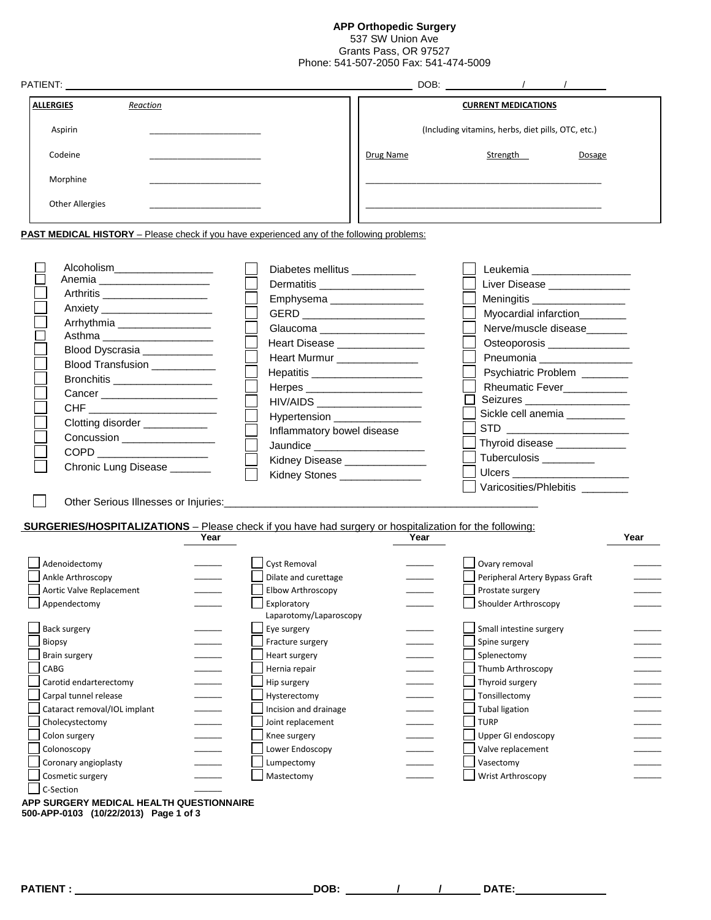**APP Orthopedic Surgery**
537 SW Union Ave
Grants Pass, OR 97527
Phone: 541-507-2050 Fax: 541-474-5009

PATIENT: ______________________________________________ DOB: ______/______/______

| **ALLERGIES** | *Reaction* |
|---|---|
| Aspirin | ______________________ |
| Codeine | ______________________ |
| Morphine | ______________________ |
| Other Allergies | ______________________ |

**CURRENT MEDICATIONS**

(Including vitamins, herbs, diet pills, OTC, etc.)

| Drug Name | Strength | Dosage |
|---|---|---|
| | | |
| | | |

**PAST MEDICAL HISTORY** – Please check if you have experienced any of the following problems:

- ☐ Alcoholism_________________
- ☐ Anemia ___________________
- ☐ Arthritis __________________
- ☐ Anxiety ___________________
- ☐ Arrhythmia ________________
- ☐ Asthma ___________________
- ☐ Blood Dyscrasia ____________
- ☐ Blood Transfusion ___________
- ☐ Bronchitis _________________
- ☐ Cancer ____________________
- ☐ CHF ______________________
- ☐ Clotting disorder ___________
- ☐ Concussion ________________
- ☐ COPD ___________________
- ☐ Chronic Lung Disease _______
- ☐ Diabetes mellitus ___________
- ☐ Dermatitis __________________
- ☐ Emphysema ________________
- ☐ GERD _____________________
- ☐ Glaucoma __________________
- ☐ Heart Disease _______________
- ☐ Heart Murmur ______________
- ☐ Hepatitis ___________________
- ☐ Herpes ____________________
- ☐ HIV/AIDS __________________
- ☐ Hypertension _______________
- ☐ Inflammatory bowel disease
- ☐ Jaundice ___________________
- ☐ Kidney Disease ______________
- ☐ Kidney Stones ______________
- ☐ Leukemia _________________
- ☐ Liver Disease ______________
- ☐ Meningitis ________________
- ☐ Myocardial infarction________
- ☐ Nerve/muscle disease_______
- ☐ Osteoporosis ______________
- ☐ Pneumonia ________________
- ☐ Psychiatric Problem ________
- ☐ Rheumatic Fever___________
- ☐ Seizures __________________
- ☐ Sickle cell anemia __________
- ☐ STD _____________________
- ☐ Thyroid disease ____________
- ☐ Tuberculosis _________
- ☐ Ulcers ____________________
- ☐ Varicosities/Phlebitis ________

☐ Other Serious Illnesses or Injuries:______________________________________________________

**SURGERIES/HOSPITALIZATIONS** – Please check if you have had surgery or hospitalization for the following:

| | Year | | Year | | Year |
|---|---|---|---|---|---|
| ☐ Adenoidectomy | ______ | ☐ Cyst Removal | ______ | ☐ Ovary removal | ______ |
| ☐ Ankle Arthroscopy | ______ | ☐ Dilate and curettage | ______ | ☐ Peripheral Artery Bypass Graft | ______ |
| ☐ Aortic Valve Replacement | ______ | ☐ Elbow Arthroscopy | ______ | ☐ Prostate surgery | ______ |
| ☐ Appendectomy | ______ | ☐ Exploratory Laparotomy/Laparoscopy | ______ | ☐ Shoulder Arthroscopy | ______ |
| ☐ Back surgery | ______ | ☐ Eye surgery | ______ | ☐ Small intestine surgery | ______ |
| ☐ Biopsy | ______ | ☐ Fracture surgery | ______ | ☐ Spine surgery | ______ |
| ☐ Brain surgery | ______ | ☐ Heart surgery | ______ | ☐ Splenectomy | ______ |
| ☐ CABG | ______ | ☐ Hernia repair | ______ | ☐ Thumb Arthroscopy | ______ |
| ☐ Carotid endarterectomy | ______ | ☐ Hip surgery | ______ | ☐ Thyroid surgery | ______ |
| ☐ Carpal tunnel release | ______ | ☐ Hysterectomy | ______ | ☐ Tonsillectomy | ______ |
| ☐ Cataract removal/IOL implant | ______ | ☐ Incision and drainage | ______ | ☐ Tubal ligation | ______ |
| ☐ Cholecystectomy | ______ | ☐ Joint replacement | ______ | ☐ TURP | ______ |
| ☐ Colon surgery | ______ | ☐ Knee surgery | ______ | ☐ Upper GI endoscopy | ______ |
| ☐ Colonoscopy | ______ | ☐ Lower Endoscopy | ______ | ☐ Valve replacement | ______ |
| ☐ Coronary angioplasty | ______ | ☐ Lumpectomy | ______ | ☐ Vasectomy | ______ |
| ☐ Cosmetic surgery | ______ | ☐ Mastectomy | ______ | ☐ Wrist Arthroscopy | ______ |
| ☐ C-Section | ______ | | | | |

**APP SURGERY MEDICAL HEALTH QUESTIONNAIRE**
**500-APP-0103 (10/22/2013) Page 1 of 3**

**PATIENT :** ______________________________ **DOB:** ______/______/______ **DATE:**______________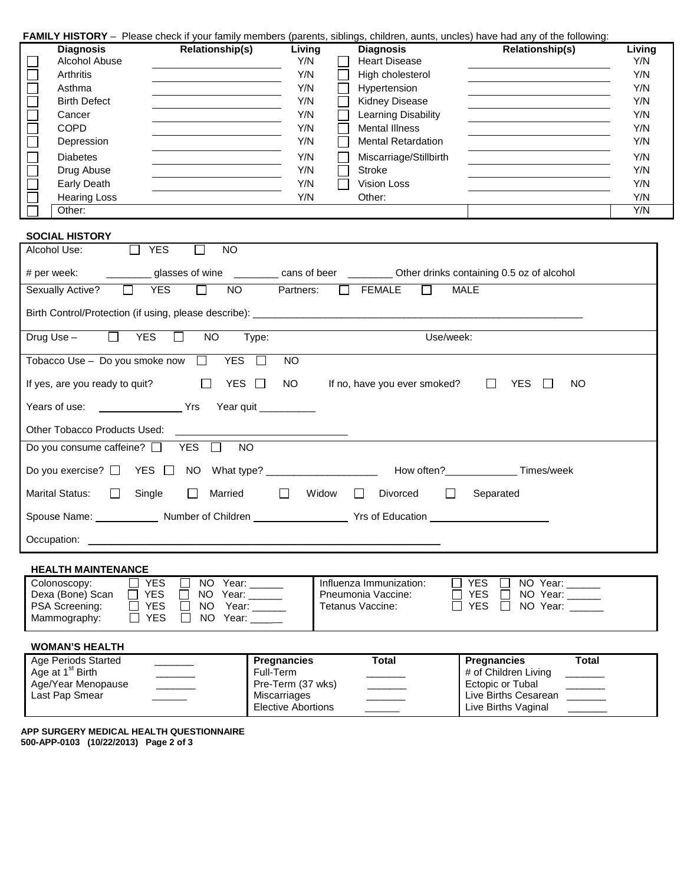**FAMILY HISTORY** – Please check if your family members (parents, siblings, children, aunts, uncles) have had any of the following:

| | Diagnosis | Relationship(s) | Living | | Diagnosis | Relationship(s) | Living |
|---|---|---|---|---|---|---|---|
| ☐ | Alcohol Abuse | | Y/N | ☐ | Heart Disease | | Y/N |
| ☐ | Arthritis | | Y/N | ☐ | High cholesterol | | Y/N |
| ☐ | Asthma | | Y/N | ☐ | Hypertension | | Y/N |
| ☐ | Birth Defect | | Y/N | ☐ | Kidney Disease | | Y/N |
| ☐ | Cancer | | Y/N | ☐ | Learning Disability | | Y/N |
| ☐ | COPD | | Y/N | ☐ | Mental Illness | | Y/N |
| ☐ | Depression | | Y/N | ☐ | Mental Retardation | | Y/N |
| ☐ | Diabetes | | Y/N | ☐ | Miscarriage/Stillbirth | | Y/N |
| ☐ | Drug Abuse | | Y/N | ☐ | Stroke | | Y/N |
| ☐ | Early Death | | Y/N | ☐ | Vision Loss | | Y/N |
| ☐ | Hearing Loss | | Y/N | | Other: | | Y/N |
| ☐ | Other: | | | | | | Y/N |

**SOCIAL HISTORY**

Alcohol Use: ☐ YES ☐ NO

\# per week: ________ glasses of wine ________ cans of beer ________ Other drinks containing 0.5 oz of alcohol

Sexually Active? ☐ YES ☐ NO Partners: ☐ FEMALE ☐ MALE

Birth Control/Protection (if using, please describe): ____________________________________________________________

Drug Use – ☐ YES ☐ NO Type: Use/week:

Tobacco Use – Do you smoke now ☐ YES ☐ NO

If yes, are you ready to quit? ☐ YES ☐ NO If no, have you ever smoked? ☐ YES ☐ NO

Years of use: _______________ Yrs Year quit __________

Other Tobacco Products Used: ______________________________

Do you consume caffeine? ☐ YES ☐ NO

Do you exercise? ☐ YES ☐ NO What type? ____________________ How often?_____________ Times/week

Marital Status: ☐ Single ☐ Married ☐ Widow ☐ Divorced ☐ Separated

Spouse Name: ____________ Number of Children _________________ Yrs of Education _____________________

Occupation: ______________________________________________________________

**HEALTH MAINTENANCE**

| | | |
|---|---|---|
| Colonoscopy: ☐ YES ☐ NO Year: ______ | | Influenza Immunization: ☐ YES ☐ NO Year: ______ |
| Dexa (Bone) Scan ☐ YES ☐ NO Year: ______ | | Pneumonia Vaccine: ☐ YES ☐ NO Year: ______ |
| PSA Screening: ☐ YES ☐ NO Year: ______ | | Tetanus Vaccine: ☐ YES ☐ NO Year: ______ |
| Mammography: ☐ YES ☐ NO Year: ______ | | |

**WOMAN'S HEALTH**

| | | Pregnancies | Total | Pregnancies | Total |
|---|---|---|---|---|---|
| Age Periods Started | _______ | Full-Term | _______ | # of Children Living | _______ |
| Age at 1st Birth | _______ | Pre-Term (37 wks) | _______ | Ectopic or Tubal | _______ |
| Age/Year Menopause | _______ | Miscarriages | _______ | Live Births Cesarean | _______ |
| Last Pap Smear | _______ | Elective Abortions | _______ | Live Births Vaginal | _______ |

**APP SURGERY MEDICAL HEALTH QUESTIONNAIRE**
**500-APP-0103 (10/22/2013)**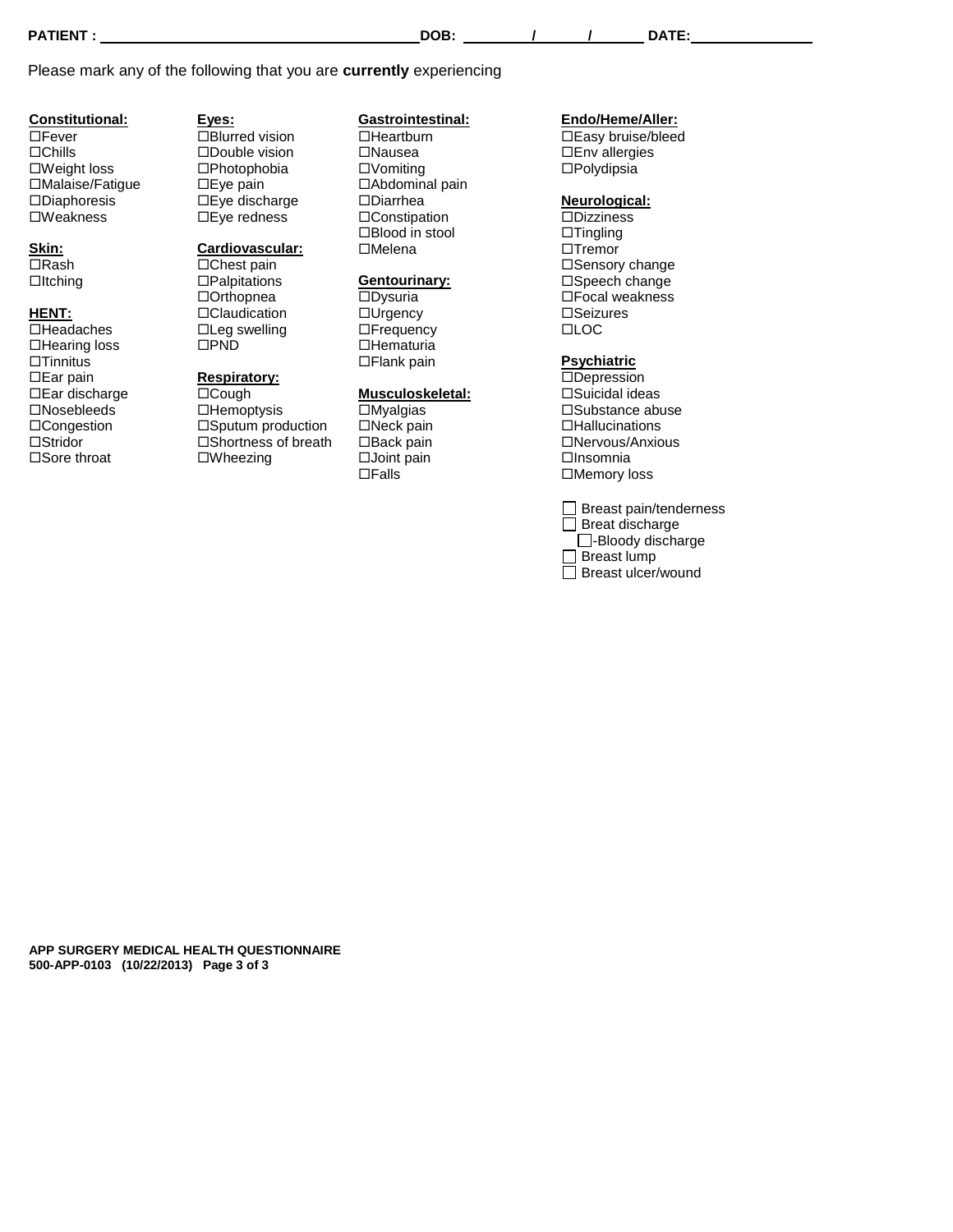**PATIENT :** ______________________________ **DOB:** ______/______/______ **DATE:** ______________

Please mark any of the following that you are **currently** experiencing

**Constitutional:**
- ☐Fever
- ☐Chills
- ☐Weight loss
- ☐Malaise/Fatigue
- ☐Diaphoresis
- ☐Weakness

**Skin:**
- ☐Rash
- ☐Itching

**HENT:**
- ☐Headaches
- ☐Hearing loss
- ☐Tinnitus
- ☐Ear pain
- ☐Ear discharge
- ☐Nosebleeds
- ☐Congestion
- ☐Stridor
- ☐Sore throat

**Eyes:**
- ☐Blurred vision
- ☐Double vision
- ☐Photophobia
- ☐Eye pain
- ☐Eye discharge
- ☐Eye redness

**Cardiovascular:**
- ☐Chest pain
- ☐Palpitations
- ☐Orthopnea
- ☐Claudication
- ☐Leg swelling
- ☐PND

**Respiratory:**
- ☐Cough
- ☐Hemoptysis
- ☐Sputum production
- ☐Shortness of breath
- ☐Wheezing

**Gastrointestinal:**
- ☐Heartburn
- ☐Nausea
- ☐Vomiting
- ☐Abdominal pain
- ☐Diarrhea
- ☐Constipation
- ☐Blood in stool
- ☐Melena

**Gentourinary:**
- ☐Dysuria
- ☐Urgency
- ☐Frequency
- ☐Hematuria
- ☐Flank pain

**Musculoskeletal:**
- ☐Myalgias
- ☐Neck pain
- ☐Back pain
- ☐Joint pain
- ☐Falls

**Endo/Heme/Aller:**
- ☐Easy bruise/bleed
- ☐Env allergies
- ☐Polydipsia

**Neurological:**
- ☐Dizziness
- ☐Tingling
- ☐Tremor
- ☐Sensory change
- ☐Speech change
- ☐Focal weakness
- ☐Seizures
- ☐LOC

**Psychiatric**
- ☐Depression
- ☐Suicidal ideas
- ☐Substance abuse
- ☐Hallucinations
- ☐Nervous/Anxious
- ☐Insomnia
- ☐Memory loss

- ☐ Breast pain/tenderness
- ☐ Breat discharge
  - ☐-Bloody discharge
- ☐ Breast lump
- ☐ Breast ulcer/wound

**APP SURGERY MEDICAL HEALTH QUESTIONNAIRE**
**500-APP-0103 (10/22/2013)**